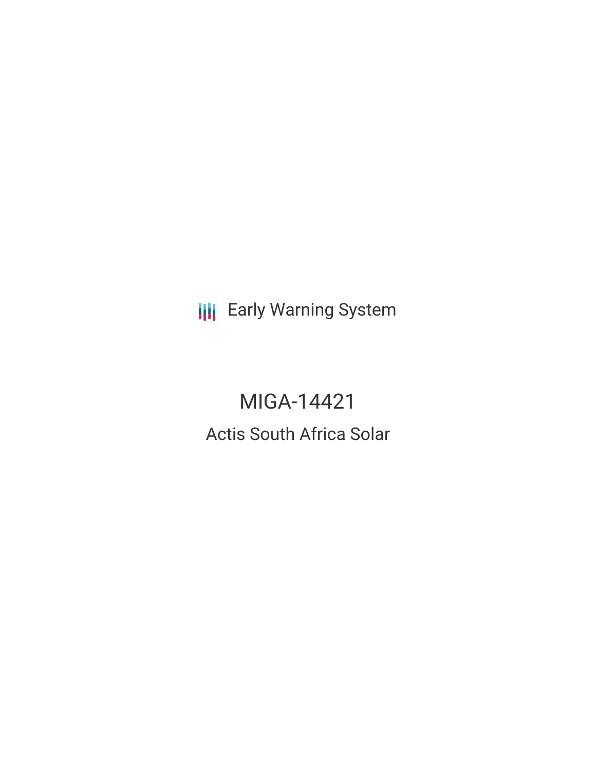Early Warning System

# MIGA-14421

## Actis South Africa Solar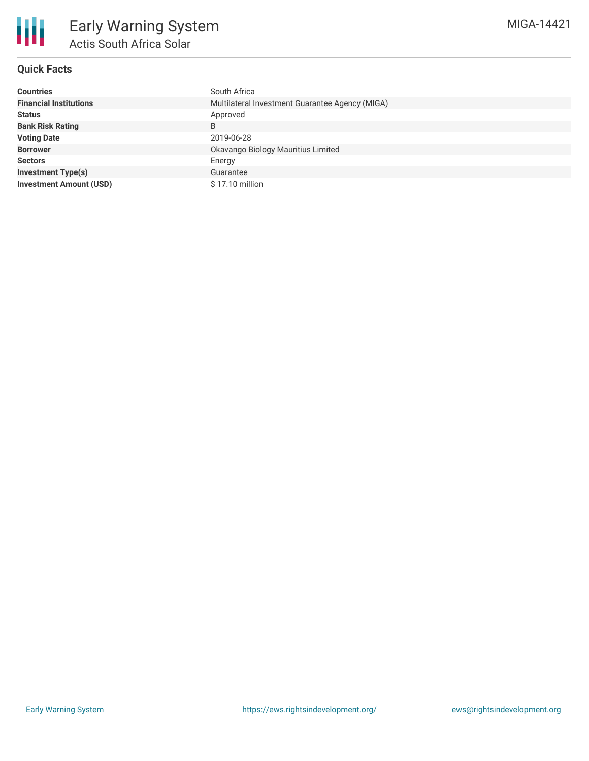# Early Warning System

## Actis South Africa Solar

MIGA-14421

### Quick Facts

| | |
|---|---|
| **Countries** | South Africa |
| **Financial Institutions** | Multilateral Investment Guarantee Agency (MIGA) |
| **Status** | Approved |
| **Bank Risk Rating** | B |
| **Voting Date** | 2019-06-28 |
| **Borrower** | Okavango Biology Mauritius Limited |
| **Sectors** | Energy |
| **Investment Type(s)** | Guarantee |
| **Investment Amount (USD)** | $ 17.10 million |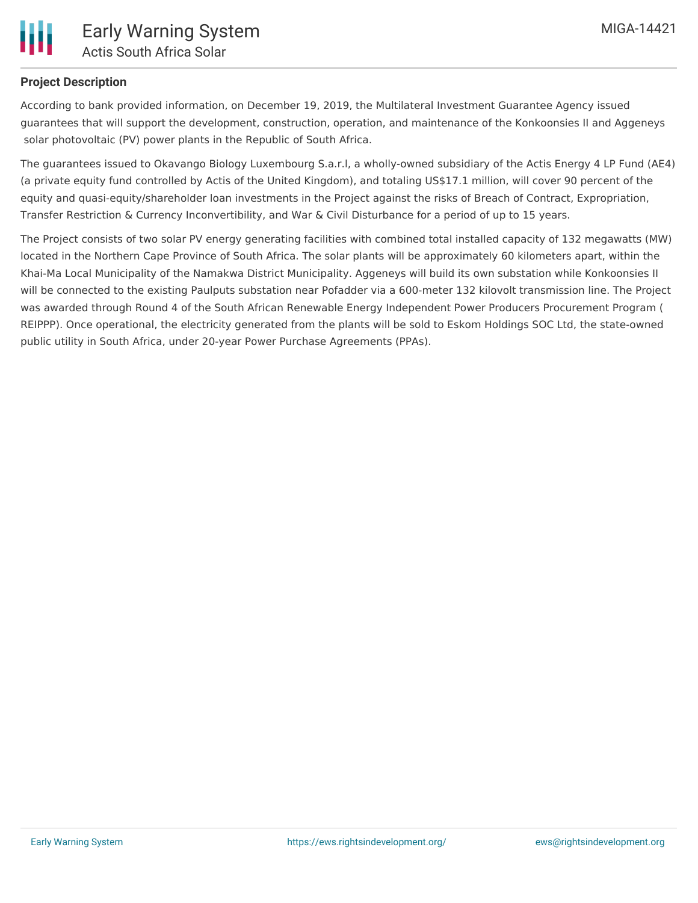## Project Description

According to bank provided information, on December 19, 2019, the Multilateral Investment Guarantee Agency issued guarantees that will support the development, construction, operation, and maintenance of the Konkoonsies II and Aggeneys solar photovoltaic (PV) power plants in the Republic of South Africa.

The guarantees issued to Okavango Biology Luxembourg S.a.r.l, a wholly-owned subsidiary of the Actis Energy 4 LP Fund (AE4) (a private equity fund controlled by Actis of the United Kingdom), and totaling US$17.1 million, will cover 90 percent of the equity and quasi-equity/shareholder loan investments in the Project against the risks of Breach of Contract, Expropriation, Transfer Restriction & Currency Inconvertibility, and War & Civil Disturbance for a period of up to 15 years.

The Project consists of two solar PV energy generating facilities with combined total installed capacity of 132 megawatts (MW) located in the Northern Cape Province of South Africa. The solar plants will be approximately 60 kilometers apart, within the Khai-Ma Local Municipality of the Namakwa District Municipality. Aggeneys will build its own substation while Konkoonsies II will be connected to the existing Paulputs substation near Pofadder via a 600-meter 132 kilovolt transmission line. The Project was awarded through Round 4 of the South African Renewable Energy Independent Power Producers Procurement Program ( REIPPP). Once operational, the electricity generated from the plants will be sold to Eskom Holdings SOC Ltd, the state-owned public utility in South Africa, under 20-year Power Purchase Agreements (PPAs).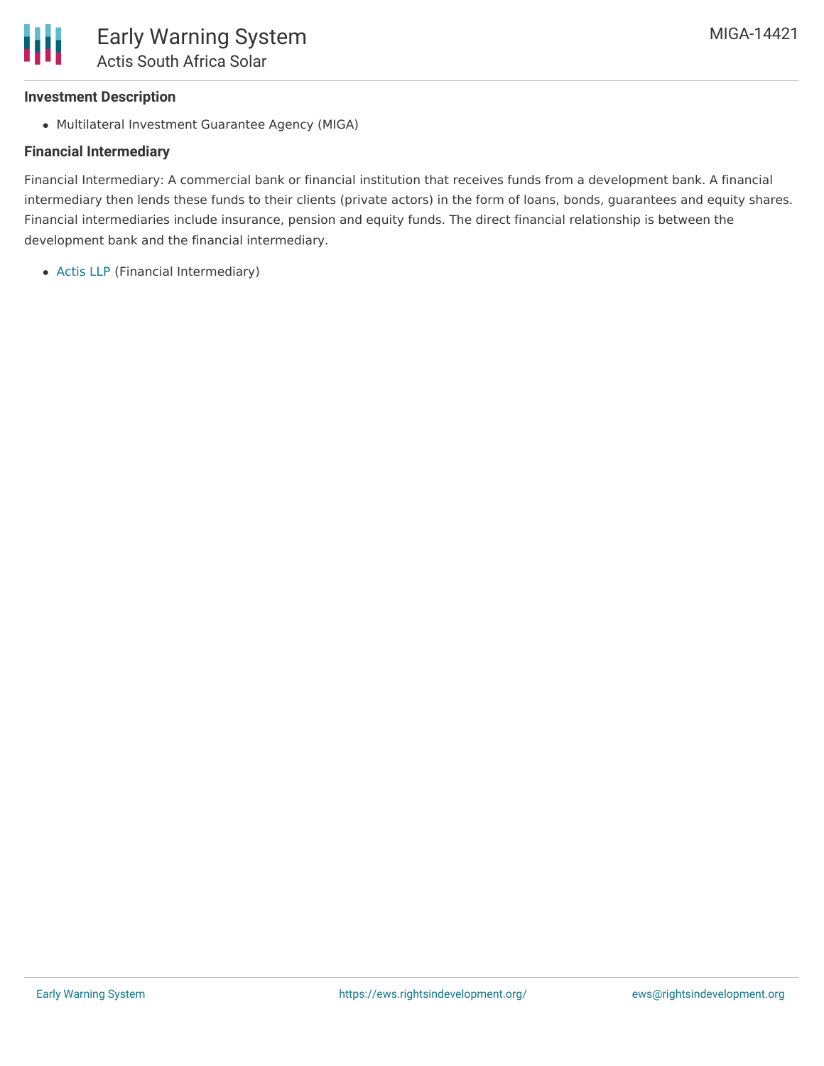### Investment Description

- Multilateral Investment Guarantee Agency (MIGA)

### Financial Intermediary

Financial Intermediary: A commercial bank or financial institution that receives funds from a development bank. A financial intermediary then lends these funds to their clients (private actors) in the form of loans, bonds, guarantees and equity shares. Financial intermediaries include insurance, pension and equity funds. The direct financial relationship is between the development bank and the financial intermediary.

- Actis LLP (Financial Intermediary)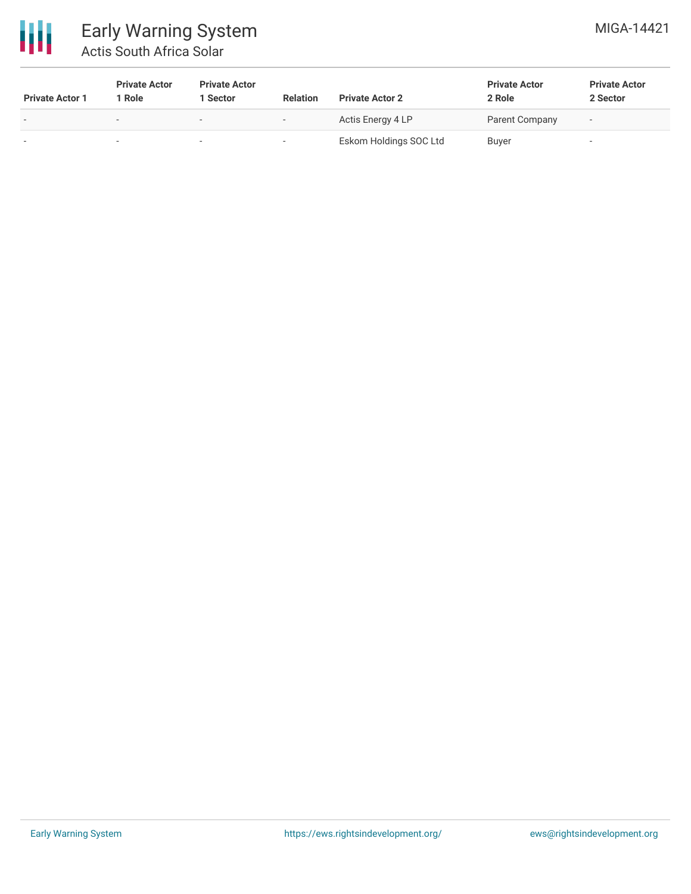| Private Actor 1 | Private Actor 1 Role | Private Actor 1 Sector | Relation | Private Actor 2 | Private Actor 2 Role | Private Actor 2 Sector |
|---|---|---|---|---|---|---|
| - | - | - | - | Actis Energy 4 LP | Parent Company | - |
| - | - | - | - | Eskom Holdings SOC Ltd | Buyer | - |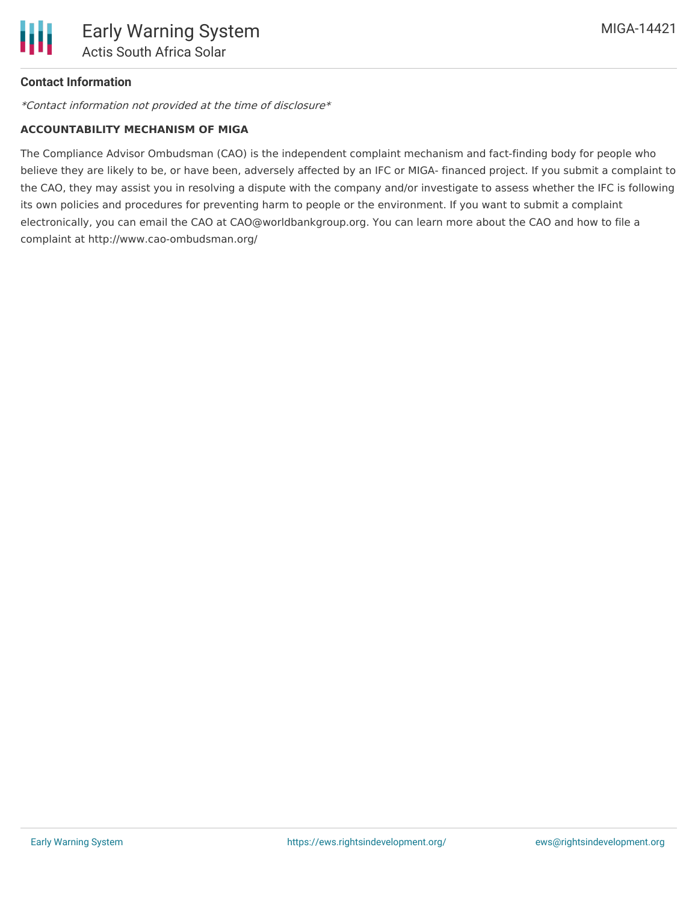#### Contact Information

*\*Contact information not provided at the time of disclosure\**

**ACCOUNTABILITY MECHANISM OF MIGA**

The Compliance Advisor Ombudsman (CAO) is the independent complaint mechanism and fact-finding body for people who believe they are likely to be, or have been, adversely affected by an IFC or MIGA- financed project. If you submit a complaint to the CAO, they may assist you in resolving a dispute with the company and/or investigate to assess whether the IFC is following its own policies and procedures for preventing harm to people or the environment. If you want to submit a complaint electronically, you can email the CAO at CAO@worldbankgroup.org. You can learn more about the CAO and how to file a complaint at http://www.cao-ombudsman.org/